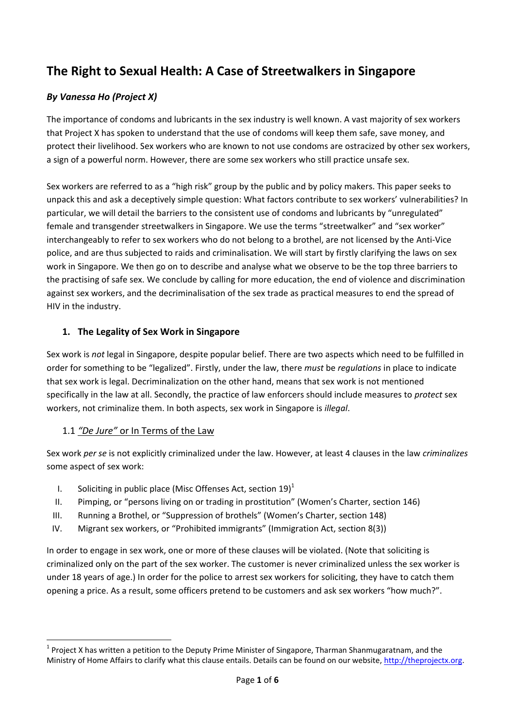# The Right to Sexual Health: A Case of Streetwalkers in Singapore

***By Vanessa Ho (Project X)***

The importance of condoms and lubricants in the sex industry is well known. A vast majority of sex workers that Project X has spoken to understand that the use of condoms will keep them safe, save money, and protect their livelihood. Sex workers who are known to not use condoms are ostracized by other sex workers, a sign of a powerful norm. However, there are some sex workers who still practice unsafe sex.

Sex workers are referred to as a "high risk" group by the public and by policy makers. This paper seeks to unpack this and ask a deceptively simple question: What factors contribute to sex workers' vulnerabilities? In particular, we will detail the barriers to the consistent use of condoms and lubricants by "unregulated" female and transgender streetwalkers in Singapore. We use the terms "streetwalker" and "sex worker" interchangeably to refer to sex workers who do not belong to a brothel, are not licensed by the Anti-Vice police, and are thus subjected to raids and criminalisation. We will start by firstly clarifying the laws on sex work in Singapore. We then go on to describe and analyse what we observe to be the top three barriers to the practising of safe sex. We conclude by calling for more education, the end of violence and discrimination against sex workers, and the decriminalisation of the sex trade as practical measures to end the spread of HIV in the industry.

## 1. The Legality of Sex Work in Singapore

Sex work is *not* legal in Singapore, despite popular belief. There are two aspects which need to be fulfilled in order for something to be "legalized". Firstly, under the law, there *must* be *regulations* in place to indicate that sex work is legal. Decriminalization on the other hand, means that sex work is not mentioned specifically in the law at all. Secondly, the practice of law enforcers should include measures to *protect* sex workers, not criminalize them. In both aspects, sex work in Singapore is *illegal*.

### 1.1 *"De Jure"* or In Terms of the Law

Sex work *per se* is not explicitly criminalized under the law. However, at least 4 clauses in the law *criminalizes* some aspect of sex work:

I. Soliciting in public place (Misc Offenses Act, section 19)[1]
II. Pimping, or "persons living on or trading in prostitution" (Women's Charter, section 146)
III. Running a Brothel, or "Suppression of brothels" (Women's Charter, section 148)
IV. Migrant sex workers, or "Prohibited immigrants" (Immigration Act, section 8(3))

In order to engage in sex work, one or more of these clauses will be violated. (Note that soliciting is criminalized only on the part of the sex worker. The customer is never criminalized unless the sex worker is under 18 years of age.) In order for the police to arrest sex workers for soliciting, they have to catch them opening a price. As a result, some officers pretend to be customers and ask sex workers "how much?".

---

[1] Project X has written a petition to the Deputy Prime Minister of Singapore, Tharman Shanmugaratnam, and the Ministry of Home Affairs to clarify what this clause entails. Details can be found on our website, http://theprojectx.org.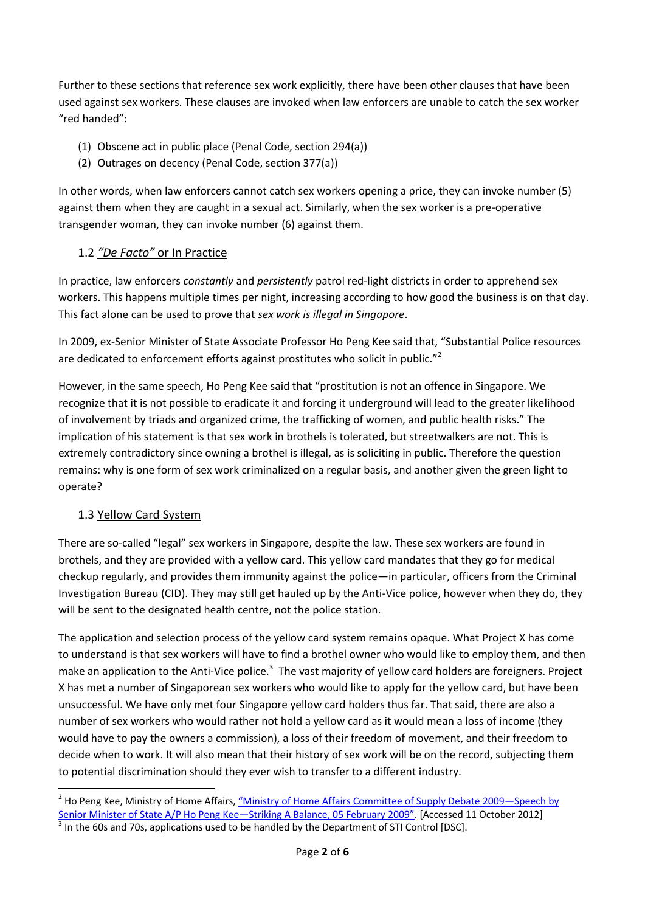Further to these sections that reference sex work explicitly, there have been other clauses that have been used against sex workers. These clauses are invoked when law enforcers are unable to catch the sex worker "red handed":

(1) Obscene act in public place (Penal Code, section 294(a))
(2) Outrages on decency (Penal Code, section 377(a))

In other words, when law enforcers cannot catch sex workers opening a price, they can invoke number (5) against them when they are caught in a sexual act. Similarly, when the sex worker is a pre-operative transgender woman, they can invoke number (6) against them.

### 1.2 *"De Facto"* or In Practice

In practice, law enforcers *constantly* and *persistently* patrol red-light districts in order to apprehend sex workers. This happens multiple times per night, increasing according to how good the business is on that day. This fact alone can be used to prove that *sex work is illegal in Singapore*.

In 2009, ex-Senior Minister of State Associate Professor Ho Peng Kee said that, "Substantial Police resources are dedicated to enforcement efforts against prostitutes who solicit in public."[2]

However, in the same speech, Ho Peng Kee said that "prostitution is not an offence in Singapore. We recognize that it is not possible to eradicate it and forcing it underground will lead to the greater likelihood of involvement by triads and organized crime, the trafficking of women, and public health risks." The implication of his statement is that sex work in brothels is tolerated, but streetwalkers are not. This is extremely contradictory since owning a brothel is illegal, as is soliciting in public. Therefore the question remains: why is one form of sex work criminalized on a regular basis, and another given the green light to operate?

### 1.3 Yellow Card System

There are so-called "legal" sex workers in Singapore, despite the law. These sex workers are found in brothels, and they are provided with a yellow card. This yellow card mandates that they go for medical checkup regularly, and provides them immunity against the police—in particular, officers from the Criminal Investigation Bureau (CID). They may still get hauled up by the Anti-Vice police, however when they do, they will be sent to the designated health centre, not the police station.

The application and selection process of the yellow card system remains opaque. What Project X has come to understand is that sex workers will have to find a brothel owner who would like to employ them, and then make an application to the Anti-Vice police.[3] The vast majority of yellow card holders are foreigners. Project X has met a number of Singaporean sex workers who would like to apply for the yellow card, but have been unsuccessful. We have only met four Singapore yellow card holders thus far. That said, there are also a number of sex workers who would rather not hold a yellow card as it would mean a loss of income (they would have to pay the owners a commission), a loss of their freedom of movement, and their freedom to decide when to work. It will also mean that their history of sex work will be on the record, subjecting them to potential discrimination should they ever wish to transfer to a different industry.

---

[2] Ho Peng Kee, Ministry of Home Affairs, "Ministry of Home Affairs Committee of Supply Debate 2009—Speech by Senior Minister of State A/P Ho Peng Kee—Striking A Balance, 05 February 2009". [Accessed 11 October 2012]

[3] In the 60s and 70s, applications used to be handled by the Department of STI Control [DSC].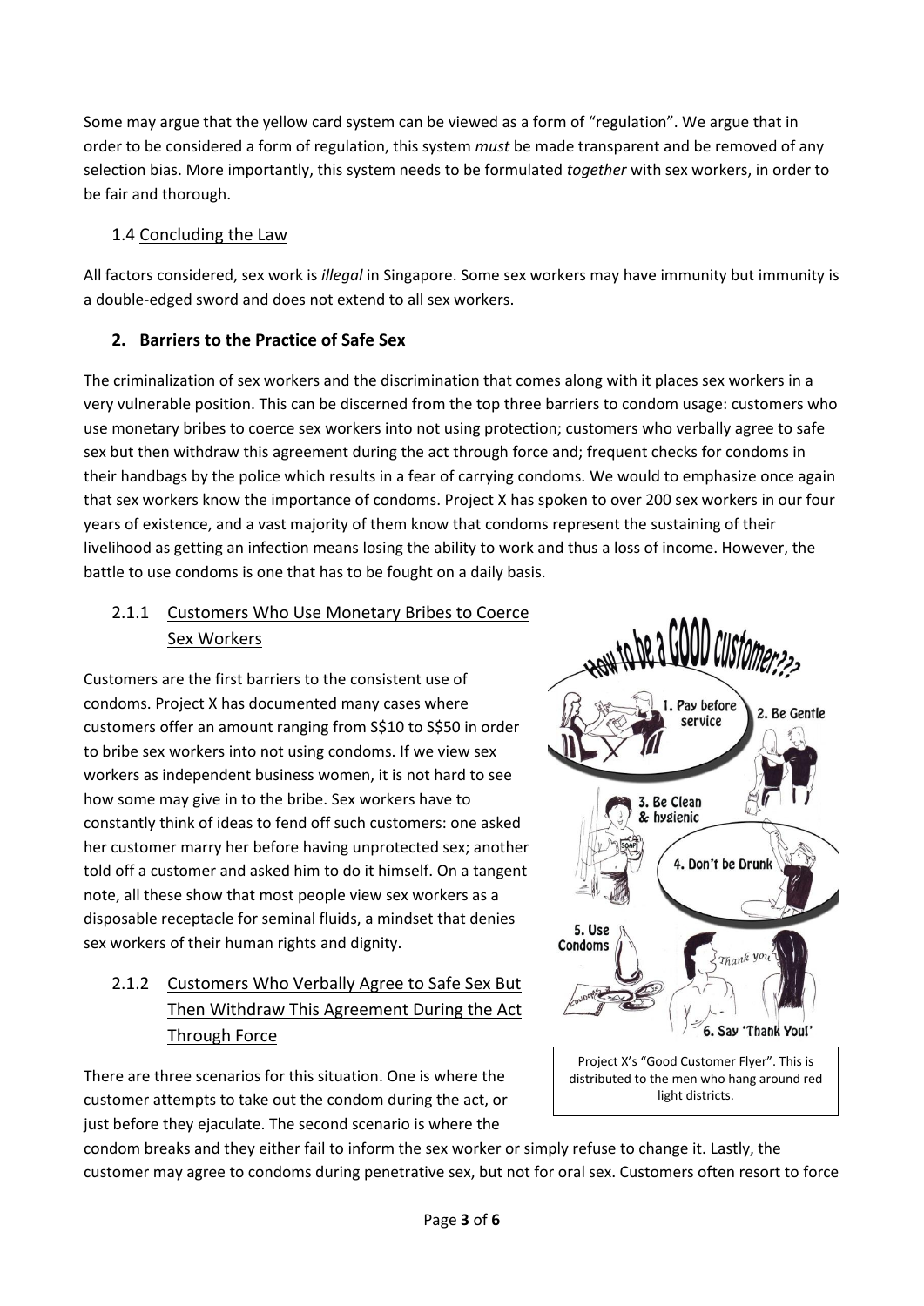Some may argue that the yellow card system can be viewed as a form of "regulation". We argue that in order to be considered a form of regulation, this system *must* be made transparent and be removed of any selection bias. More importantly, this system needs to be formulated *together* with sex workers, in order to be fair and thorough.

### 1.4 Concluding the Law

All factors considered, sex work is *illegal* in Singapore. Some sex workers may have immunity but immunity is a double-edged sword and does not extend to all sex workers.

## 2. Barriers to the Practice of Safe Sex

The criminalization of sex workers and the discrimination that comes along with it places sex workers in a very vulnerable position. This can be discerned from the top three barriers to condom usage: customers who use monetary bribes to coerce sex workers into not using protection; customers who verbally agree to safe sex but then withdraw this agreement during the act through force and; frequent checks for condoms in their handbags by the police which results in a fear of carrying condoms. We would to emphasize once again that sex workers know the importance of condoms. Project X has spoken to over 200 sex workers in our four years of existence, and a vast majority of them know that condoms represent the sustaining of their livelihood as getting an infection means losing the ability to work and thus a loss of income. However, the battle to use condoms is one that has to be fought on a daily basis.

### 2.1.1 Customers Who Use Monetary Bribes to Coerce Sex Workers

Customers are the first barriers to the consistent use of condoms. Project X has documented many cases where customers offer an amount ranging from S$10 to S$50 in order to bribe sex workers into not using condoms. If we view sex workers as independent business women, it is not hard to see how some may give in to the bribe. Sex workers have to constantly think of ideas to fend off such customers: one asked her customer marry her before having unprotected sex; another told off a customer and asked him to do it himself. On a tangent note, all these show that most people view sex workers as a disposable receptacle for seminal fluids, a mindset that denies sex workers of their human rights and dignity.

Project X's "Good Customer Flyer". This is distributed to the men who hang around red light districts.

### 2.1.2 Customers Who Verbally Agree to Safe Sex But Then Withdraw This Agreement During the Act Through Force

There are three scenarios for this situation. One is where the customer attempts to take out the condom during the act, or just before they ejaculate. The second scenario is where the condom breaks and they either fail to inform the sex worker or simply refuse to change it. Lastly, the customer may agree to condoms during penetrative sex, but not for oral sex. Customers often resort to force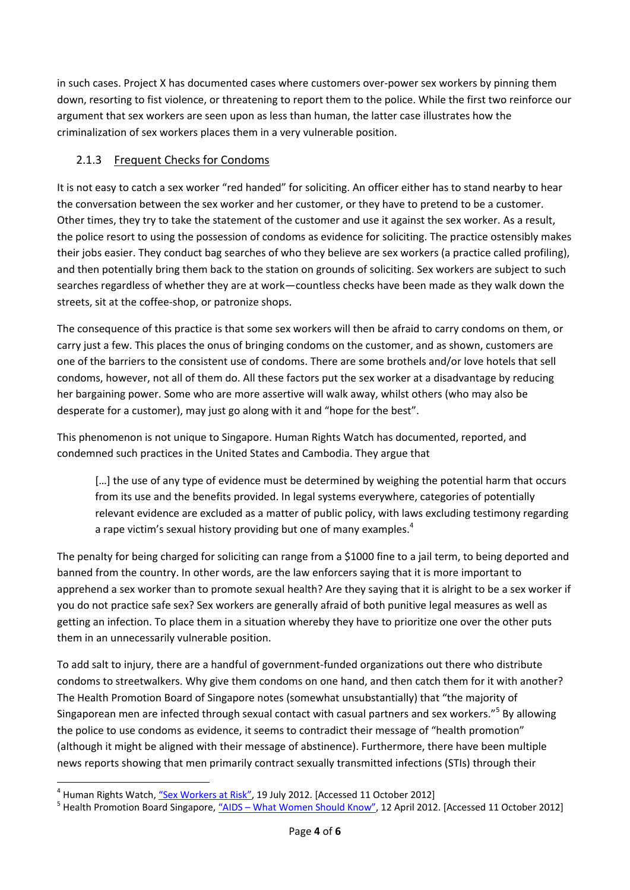in such cases. Project X has documented cases where customers over-power sex workers by pinning them down, resorting to fist violence, or threatening to report them to the police. While the first two reinforce our argument that sex workers are seen upon as less than human, the latter case illustrates how the criminalization of sex workers places them in a very vulnerable position.

### 2.1.3 Frequent Checks for Condoms

It is not easy to catch a sex worker "red handed" for soliciting. An officer either has to stand nearby to hear the conversation between the sex worker and her customer, or they have to pretend to be a customer. Other times, they try to take the statement of the customer and use it against the sex worker. As a result, the police resort to using the possession of condoms as evidence for soliciting. The practice ostensibly makes their jobs easier. They conduct bag searches of who they believe are sex workers (a practice called profiling), and then potentially bring them back to the station on grounds of soliciting. Sex workers are subject to such searches regardless of whether they are at work—countless checks have been made as they walk down the streets, sit at the coffee-shop, or patronize shops.

The consequence of this practice is that some sex workers will then be afraid to carry condoms on them, or carry just a few. This places the onus of bringing condoms on the customer, and as shown, customers are one of the barriers to the consistent use of condoms. There are some brothels and/or love hotels that sell condoms, however, not all of them do. All these factors put the sex worker at a disadvantage by reducing her bargaining power. Some who are more assertive will walk away, whilst others (who may also be desperate for a customer), may just go along with it and "hope for the best".

This phenomenon is not unique to Singapore. Human Rights Watch has documented, reported, and condemned such practices in the United States and Cambodia. They argue that

> […] the use of any type of evidence must be determined by weighing the potential harm that occurs from its use and the benefits provided. In legal systems everywhere, categories of potentially relevant evidence are excluded as a matter of public policy, with laws excluding testimony regarding a rape victim's sexual history providing but one of many examples.[4]

The penalty for being charged for soliciting can range from a $1000 fine to a jail term, to being deported and banned from the country. In other words, are the law enforcers saying that it is more important to apprehend a sex worker than to promote sexual health? Are they saying that it is alright to be a sex worker if you do not practice safe sex? Sex workers are generally afraid of both punitive legal measures as well as getting an infection. To place them in a situation whereby they have to prioritize one over the other puts them in an unnecessarily vulnerable position.

To add salt to injury, there are a handful of government-funded organizations out there who distribute condoms to streetwalkers. Why give them condoms on one hand, and then catch them for it with another? The Health Promotion Board of Singapore notes (somewhat unsubstantially) that "the majority of Singaporean men are infected through sexual contact with casual partners and sex workers."[5] By allowing the police to use condoms as evidence, it seems to contradict their message of "health promotion" (although it might be aligned with their message of abstinence). Furthermore, there have been multiple news reports showing that men primarily contract sexually transmitted infections (STIs) through their

---

[4] Human Rights Watch, "Sex Workers at Risk", 19 July 2012. [Accessed 11 October 2012]

[5] Health Promotion Board Singapore, "AIDS – What Women Should Know", 12 April 2012. [Accessed 11 October 2012]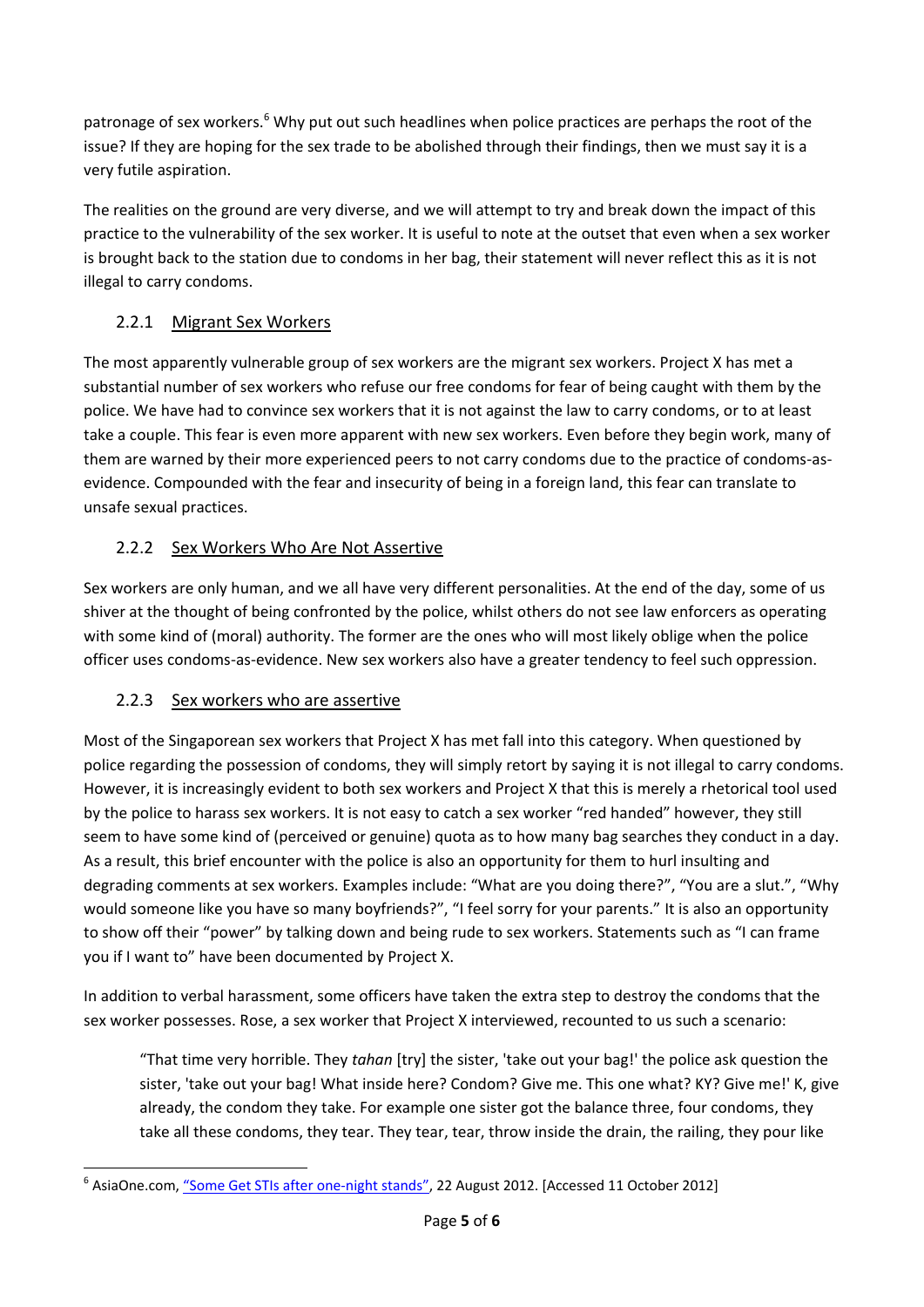patronage of sex workers.[6] Why put out such headlines when police practices are perhaps the root of the issue? If they are hoping for the sex trade to be abolished through their findings, then we must say it is a very futile aspiration.

The realities on the ground are very diverse, and we will attempt to try and break down the impact of this practice to the vulnerability of the sex worker. It is useful to note at the outset that even when a sex worker is brought back to the station due to condoms in her bag, their statement will never reflect this as it is not illegal to carry condoms.

### 2.2.1 Migrant Sex Workers

The most apparently vulnerable group of sex workers are the migrant sex workers. Project X has met a substantial number of sex workers who refuse our free condoms for fear of being caught with them by the police. We have had to convince sex workers that it is not against the law to carry condoms, or to at least take a couple. This fear is even more apparent with new sex workers. Even before they begin work, many of them are warned by their more experienced peers to not carry condoms due to the practice of condoms-as-evidence. Compounded with the fear and insecurity of being in a foreign land, this fear can translate to unsafe sexual practices.

### 2.2.2 Sex Workers Who Are Not Assertive

Sex workers are only human, and we all have very different personalities. At the end of the day, some of us shiver at the thought of being confronted by the police, whilst others do not see law enforcers as operating with some kind of (moral) authority. The former are the ones who will most likely oblige when the police officer uses condoms-as-evidence. New sex workers also have a greater tendency to feel such oppression.

### 2.2.3 Sex workers who are assertive

Most of the Singaporean sex workers that Project X has met fall into this category. When questioned by police regarding the possession of condoms, they will simply retort by saying it is not illegal to carry condoms. However, it is increasingly evident to both sex workers and Project X that this is merely a rhetorical tool used by the police to harass sex workers. It is not easy to catch a sex worker "red handed" however, they still seem to have some kind of (perceived or genuine) quota as to how many bag searches they conduct in a day. As a result, this brief encounter with the police is also an opportunity for them to hurl insulting and degrading comments at sex workers. Examples include: "What are you doing there?", "You are a slut.", "Why would someone like you have so many boyfriends?", "I feel sorry for your parents." It is also an opportunity to show off their "power" by talking down and being rude to sex workers. Statements such as "I can frame you if I want to" have been documented by Project X.

In addition to verbal harassment, some officers have taken the extra step to destroy the condoms that the sex worker possesses. Rose, a sex worker that Project X interviewed, recounted to us such a scenario:

> "That time very horrible. They *tahan* [try] the sister, 'take out your bag!' the police ask question the sister, 'take out your bag! What inside here? Condom? Give me. This one what? KY? Give me!' K, give already, the condom they take. For example one sister got the balance three, four condoms, they take all these condoms, they tear. They tear, tear, throw inside the drain, the railing, they pour like

---

[6] AsiaOne.com, "Some Get STIs after one-night stands", 22 August 2012. [Accessed 11 October 2012]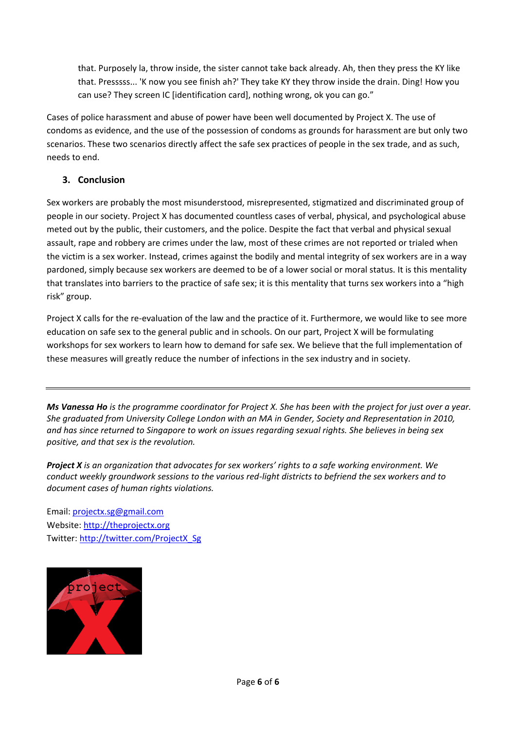> that. Purposely la, throw inside, the sister cannot take back already. Ah, then they press the KY like that. Presssss... 'K now you see finish ah?' They take KY they throw inside the drain. Ding! How you can use? They screen IC [identification card], nothing wrong, ok you can go."

Cases of police harassment and abuse of power have been well documented by Project X. The use of condoms as evidence, and the use of the possession of condoms as grounds for harassment are but only two scenarios. These two scenarios directly affect the safe sex practices of people in the sex trade, and as such, needs to end.

## 3. Conclusion

Sex workers are probably the most misunderstood, misrepresented, stigmatized and discriminated group of people in our society. Project X has documented countless cases of verbal, physical, and psychological abuse meted out by the public, their customers, and the police. Despite the fact that verbal and physical sexual assault, rape and robbery are crimes under the law, most of these crimes are not reported or trialed when the victim is a sex worker. Instead, crimes against the bodily and mental integrity of sex workers are in a way pardoned, simply because sex workers are deemed to be of a lower social or moral status. It is this mentality that translates into barriers to the practice of safe sex; it is this mentality that turns sex workers into a "high risk" group.

Project X calls for the re-evaluation of the law and the practice of it. Furthermore, we would like to see more education on safe sex to the general public and in schools. On our part, Project X will be formulating workshops for sex workers to learn how to demand for safe sex. We believe that the full implementation of these measures will greatly reduce the number of infections in the sex industry and in society.

---

***Ms Vanessa Ho*** *is the programme coordinator for Project X. She has been with the project for just over a year. She graduated from University College London with an MA in Gender, Society and Representation in 2010, and has since returned to Singapore to work on issues regarding sexual rights. She believes in being sex positive, and that sex is the revolution.*

***Project X*** *is an organization that advocates for sex workers' rights to a safe working environment. We conduct weekly groundwork sessions to the various red-light districts to befriend the sex workers and to document cases of human rights violations.*

Email: projectx.sg@gmail.com
Website: http://theprojectx.org
Twitter: http://twitter.com/ProjectX_Sg